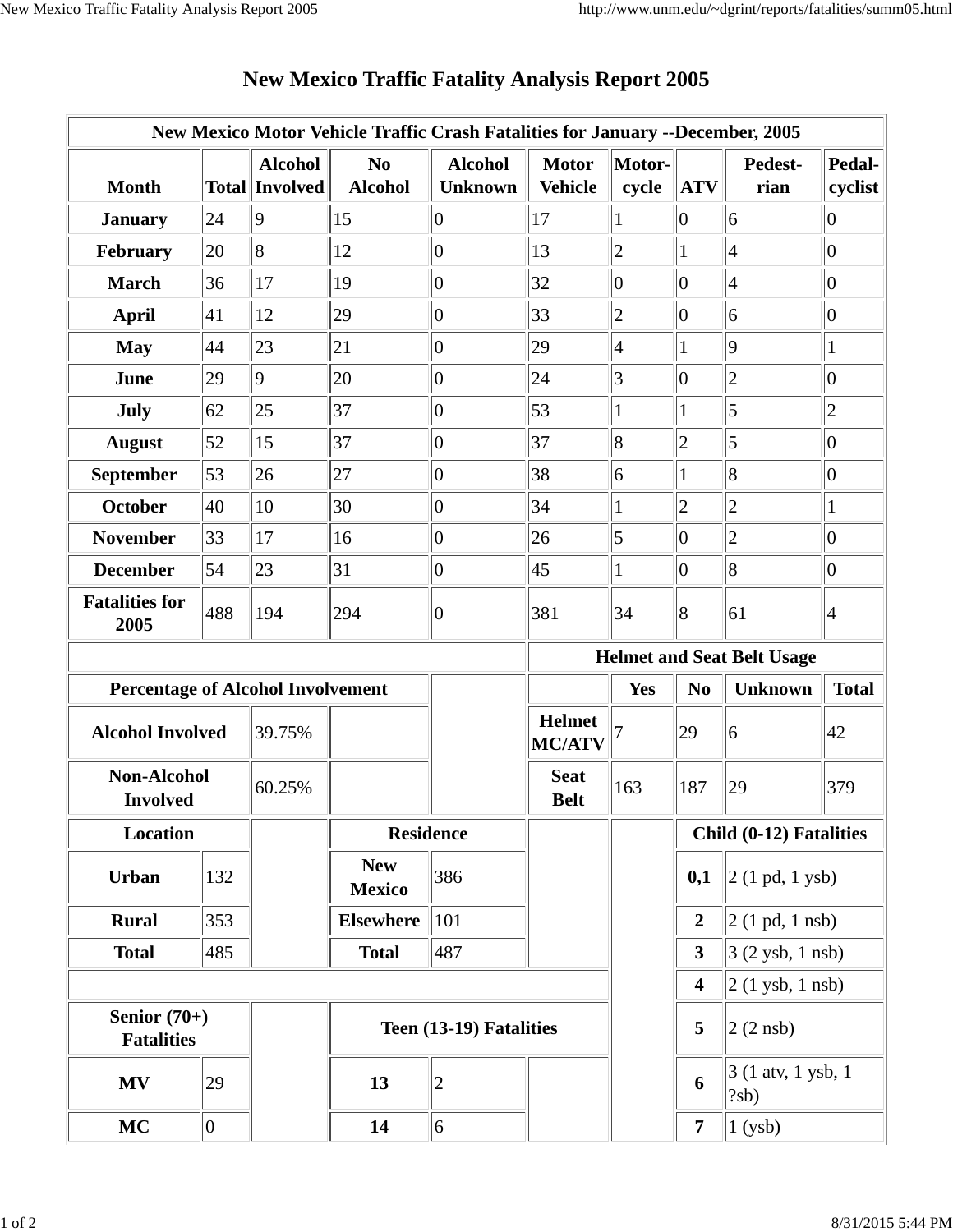# New Mexico Traffic Fatality Analysis Report 2005

| New Mexico Motor Vehicle Traffic Crash Fatalities for January --December, 2005 | | | | | | | | | |
|---|---|---|---|---|---|---|---|---|---|
| **Month** | **Total** | **Alcohol Involved** | **No Alcohol** | **Alcohol Unknown** | **Motor Vehicle** | **Motor-cycle** | **ATV** | **Pedest-rian** | **Pedal-cyclist** |
| **January** | 24 | 9 | 15 | 0 | 17 | 1 | 0 | 6 | 0 |
| **February** | 20 | 8 | 12 | 0 | 13 | 2 | 1 | 4 | 0 |
| **March** | 36 | 17 | 19 | 0 | 32 | 0 | 0 | 4 | 0 |
| **April** | 41 | 12 | 29 | 0 | 33 | 2 | 0 | 6 | 0 |
| **May** | 44 | 23 | 21 | 0 | 29 | 4 | 1 | 9 | 1 |
| **June** | 29 | 9 | 20 | 0 | 24 | 3 | 0 | 2 | 0 |
| **July** | 62 | 25 | 37 | 0 | 53 | 1 | 1 | 5 | 2 |
| **August** | 52 | 15 | 37 | 0 | 37 | 8 | 2 | 5 | 0 |
| **September** | 53 | 26 | 27 | 0 | 38 | 6 | 1 | 8 | 0 |
| **October** | 40 | 10 | 30 | 0 | 34 | 1 | 2 | 2 | 1 |
| **November** | 33 | 17 | 16 | 0 | 26 | 5 | 0 | 2 | 0 |
| **December** | 54 | 23 | 31 | 0 | 45 | 1 | 0 | 8 | 0 |
| **Fatalities for 2005** | 488 | 194 | 294 | 0 | 381 | 34 | 8 | 61 | 4 |

| Percentage of Alcohol Involvement | |
|---|---|
| **Alcohol Involved** | 39.75% |
| **Non-Alcohol Involved** | 60.25% |

| Helmet and Seat Belt Usage | | | | |
|---|---|---|---|---|
| | **Yes** | **No** | **Unknown** | **Total** |
| **Helmet MC/ATV** | 7 | 29 | 6 | 42 |
| **Seat Belt** | 163 | 187 | 29 | 379 |

| Location | |
|---|---|
| **Urban** | 132 |
| **Rural** | 353 |
| **Total** | 485 |

| Residence | |
|---|---|
| **New Mexico** | 386 |
| **Elsewhere** | 101 |
| **Total** | 487 |

| Child (0-12) Fatalities | |
|---|---|
| **0,1** | 2 (1 pd, 1 ysb) |
| **2** | 2 (1 pd, 1 nsb) |
| **3** | 3 (2 ysb, 1 nsb) |
| **4** | 2 (1 ysb, 1 nsb) |
| **5** | 2 (2 nsb) |
| **6** | 3 (1 atv, 1 ysb, 1 ?sb) |
| **7** | 1 (ysb) |

| Senior (70+) Fatalities | |
|---|---|
| **MV** | 29 |
| **MC** | 0 |

| Teen (13-19) Fatalities | |
|---|---|
| **13** | 2 |
| **14** | 6 |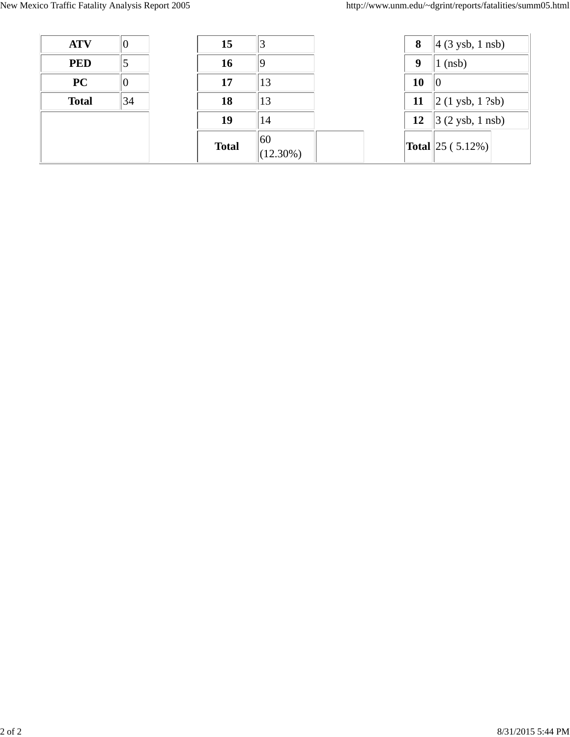| | |
|---|---|
| **ATV** | 0 |
| **PED** | 5 |
| **PC** | 0 |
| **Total** | 34 |

| | | |
|---|---|---|
| **15** | 3 | |
| **16** | 9 | |
| **17** | 13 | |
| **18** | 13 | |
| **19** | 14 | |
| **Total** | 60 (12.30%) | |

| | |
|---|---|
| **8** | 4 (3 ysb, 1 nsb) |
| **9** | 1 (nsb) |
| **10** | 0 |
| **11** | 2 (1 ysb, 1 ?sb) |
| **12** | 3 (2 ysb, 1 nsb) |
| **Total** | 25 ( 5.12%) |